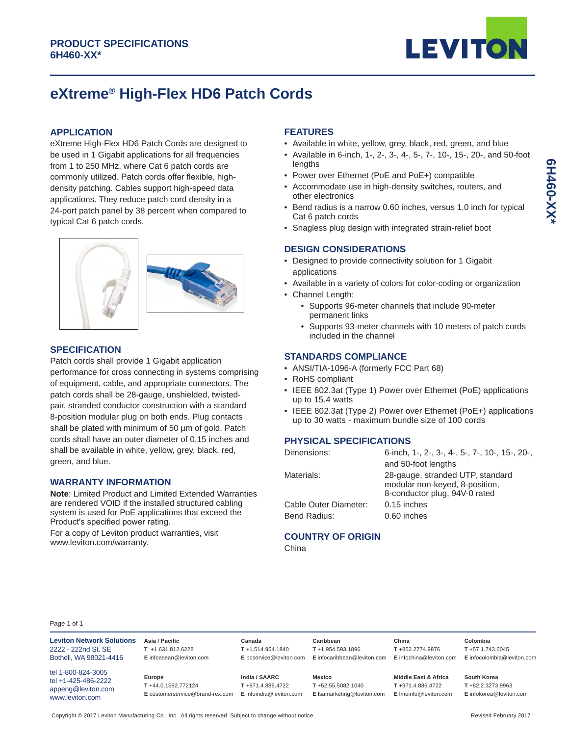**PRODUCT SPECIFICATIONS**
**6H460-XX***

# eXtreme® High-Flex HD6 Patch Cords

## APPLICATION

eXtreme High-Flex HD6 Patch Cords are designed to be used in 1 Gigabit applications for all frequencies from 1 to 250 MHz, where Cat 6 patch cords are commonly utilized. Patch cords offer flexible, high-density patching. Cables support high-speed data applications. They reduce patch cord density in a 24-port patch panel by 38 percent when compared to typical Cat 6 patch cords.

## SPECIFICATION

Patch cords shall provide 1 Gigabit application performance for cross connecting in systems comprising of equipment, cable, and appropriate connectors. The patch cords shall be 28-gauge, unshielded, twisted-pair, stranded conductor construction with a standard 8-position modular plug on both ends. Plug contacts shall be plated with minimum of 50 µm of gold. Patch cords shall have an outer diameter of 0.15 inches and shall be available in white, yellow, grey, black, red, green, and blue.

## WARRANTY INFORMATION

**Note**: Limited Product and Limited Extended Warranties are rendered VOID if the installed structured cabling system is used for PoE applications that exceed the Product's specified power rating.

For a copy of Leviton product warranties, visit www.leviton.com/warranty.

## FEATURES

- Available in white, yellow, grey, black, red, green, and blue
- Available in 6-inch, 1-, 2-, 3-, 4-, 5-, 7-, 10-, 15-, 20-, and 50-foot lengths
- Power over Ethernet (PoE and PoE+) compatible
- Accommodate use in high-density switches, routers, and other electronics
- Bend radius is a narrow 0.60 inches, versus 1.0 inch for typical Cat 6 patch cords
- Snagless plug design with integrated strain-relief boot

## DESIGN CONSIDERATIONS

- Designed to provide connectivity solution for 1 Gigabit applications
- Available in a variety of colors for color-coding or organization
- Channel Length:
  - Supports 96-meter channels that include 90-meter permanent links
  - Supports 93-meter channels with 10 meters of patch cords included in the channel

## STANDARDS COMPLIANCE

- ANSI/TIA-1096-A (formerly FCC Part 68)
- RoHS compliant
- IEEE 802.3at (Type 1) Power over Ethernet (PoE) applications up to 15.4 watts
- IEEE 802.3at (Type 2) Power over Ethernet (PoE+) applications up to 30 watts - maximum bundle size of 100 cords

## PHYSICAL SPECIFICATIONS

| | |
|---|---|
| Dimensions: | 6-inch, 1-, 2-, 3-, 4-, 5-, 7-, 10-, 15-, 20-, and 50-foot lengths |
| Materials: | 28-gauge, stranded UTP, standard modular non-keyed, 8-position, 8-conductor plug, 94V-0 rated |
| Cable Outer Diameter: | 0.15 inches |
| Bend Radius: | 0.60 inches |

## COUNTRY OF ORIGIN

China

**Leviton Network Solutions**
2222 - 222nd St. SE
Bothell, WA 98021-4416

tel 1-800-824-3005
tel +1-425-486-2222
appeng@leviton.com
www.leviton.com

**Asia / Pacific**
T +1.631.812.6228
E infoasean@leviton.com

**Canada**
T +1.514.954.1840
E pcservice@leviton.com

**Caribbean**
T +1.954.593.1896
E infocaribbean@leviton.com

**China**
T +852.2774.9876
E infochina@leviton.com

**Colombia**
T +57.1.743.6045
E infocolombia@leviton.com

**Europe**
T +44.0.1592.772124
E customerservice@brand-rex.com

**India / SAARC**
T +971.4.886.4722
E infoindia@leviton.com

**Mexico**
T +52.55.5082.1040
E lsamarketing@leviton.com

**Middle East & Africa**
T +971.4.886.4722
E lmeinfo@leviton.com

**South Korea**
T +82.2.3273.9963
E infokorea@leviton.com

Copyright © 2017 Leviton Manufacturing Co., Inc. All rights reserved. Subject to change without notice.

Revised February 2017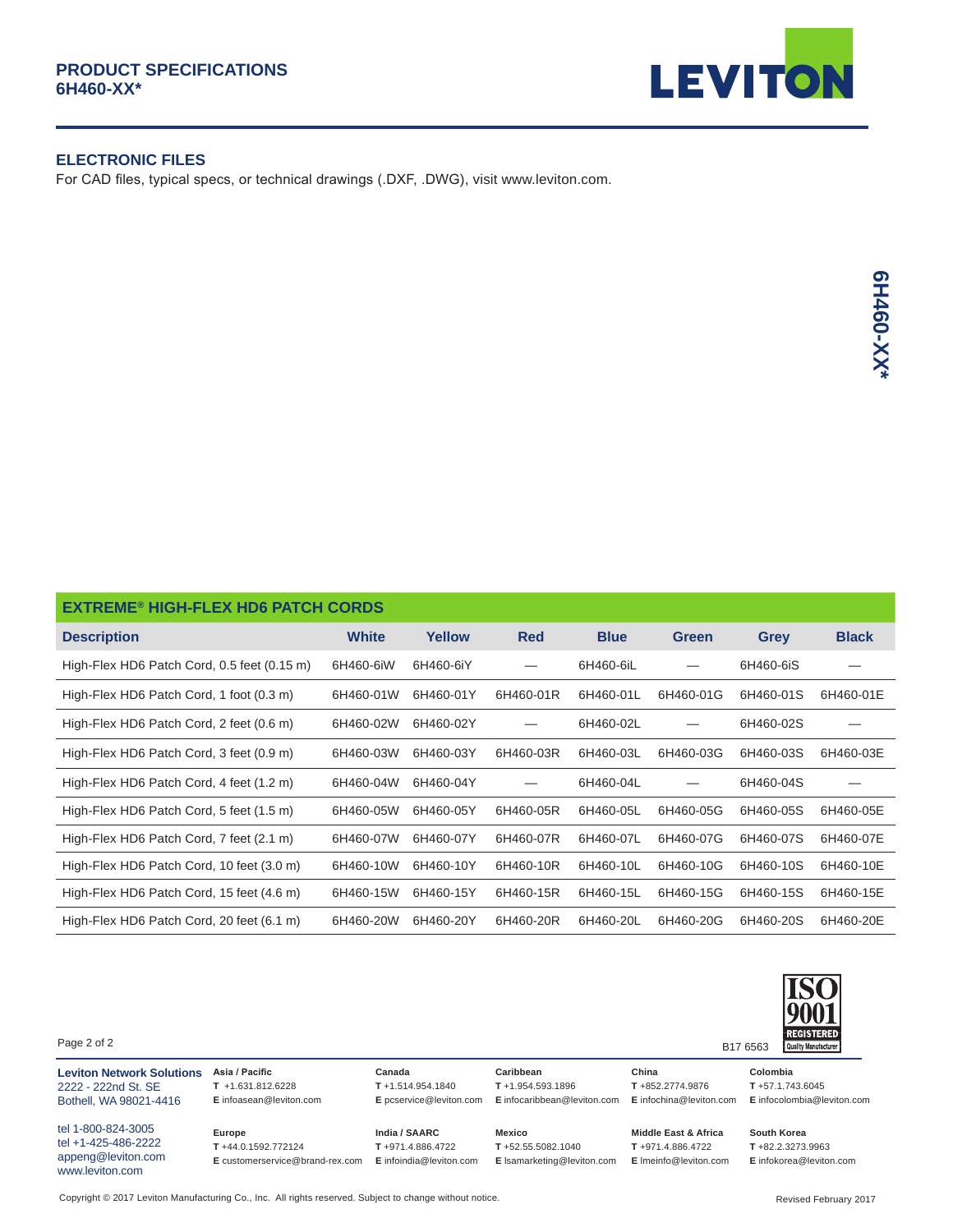## ELECTRONIC FILES

For CAD files, typical specs, or technical drawings (.DXF, .DWG), visit www.leviton.com.

## EXTREME® HIGH-FLEX HD6 PATCH CORDS

| Description | White | Yellow | Red | Blue | Green | Grey | Black |
|---|---|---|---|---|---|---|---|
| High-Flex HD6 Patch Cord, 0.5 feet (0.15 m) | 6H460-6iW | 6H460-6iY | — | 6H460-6iL | — | 6H460-6iS | — |
| High-Flex HD6 Patch Cord, 1 foot (0.3 m) | 6H460-01W | 6H460-01Y | 6H460-01R | 6H460-01L | 6H460-01G | 6H460-01S | 6H460-01E |
| High-Flex HD6 Patch Cord, 2 feet (0.6 m) | 6H460-02W | 6H460-02Y | — | 6H460-02L | — | 6H460-02S | — |
| High-Flex HD6 Patch Cord, 3 feet (0.9 m) | 6H460-03W | 6H460-03Y | 6H460-03R | 6H460-03L | 6H460-03G | 6H460-03S | 6H460-03E |
| High-Flex HD6 Patch Cord, 4 feet (1.2 m) | 6H460-04W | 6H460-04Y | — | 6H460-04L | — | 6H460-04S | — |
| High-Flex HD6 Patch Cord, 5 feet (1.5 m) | 6H460-05W | 6H460-05Y | 6H460-05R | 6H460-05L | 6H460-05G | 6H460-05S | 6H460-05E |
| High-Flex HD6 Patch Cord, 7 feet (2.1 m) | 6H460-07W | 6H460-07Y | 6H460-07R | 6H460-07L | 6H460-07G | 6H460-07S | 6H460-07E |
| High-Flex HD6 Patch Cord, 10 feet (3.0 m) | 6H460-10W | 6H460-10Y | 6H460-10R | 6H460-10L | 6H460-10G | 6H460-10S | 6H460-10E |
| High-Flex HD6 Patch Cord, 15 feet (4.6 m) | 6H460-15W | 6H460-15Y | 6H460-15R | 6H460-15L | 6H460-15G | 6H460-15S | 6H460-15E |
| High-Flex HD6 Patch Cord, 20 feet (6.1 m) | 6H460-20W | 6H460-20Y | 6H460-20R | 6H460-20L | 6H460-20G | 6H460-20S | 6H460-20E |

B17 6563

**Leviton Network Solutions**
2222 - 222nd St. SE
Bothell, WA 98021-4416

tel 1-800-824-3005
tel +1-425-486-2222
appeng@leviton.com
www.leviton.com

**Asia / Pacific**
**T** +1.631.812.6228
**E** infoasean@leviton.com

**Canada**
**T** +1.514.954.1840
**E** pcservice@leviton.com

**Caribbean**
**T** +1.954.593.1896
**E** infocaribbean@leviton.com

**China**
**T** +852.2774.9876
**E** infochina@leviton.com

**Colombia**
**T** +57.1.743.6045
**E** infocolombia@leviton.com

**Europe**
**T** +44.0.1592.772124
**E** customerservice@brand-rex.com

**India / SAARC**
**T** +971.4.886.4722
**E** infoindia@leviton.com

**Mexico**
**T** +52.55.5082.1040
**E** lsamarketing@leviton.com

**Middle East & Africa**
**T** +971.4.886.4722
**E** lmeinfo@leviton.com

**South Korea**
**T** +82.2.3273.9963
**E** infokorea@leviton.com

Copyright © 2017 Leviton Manufacturing Co., Inc. All rights reserved. Subject to change without notice.

Revised February 2017